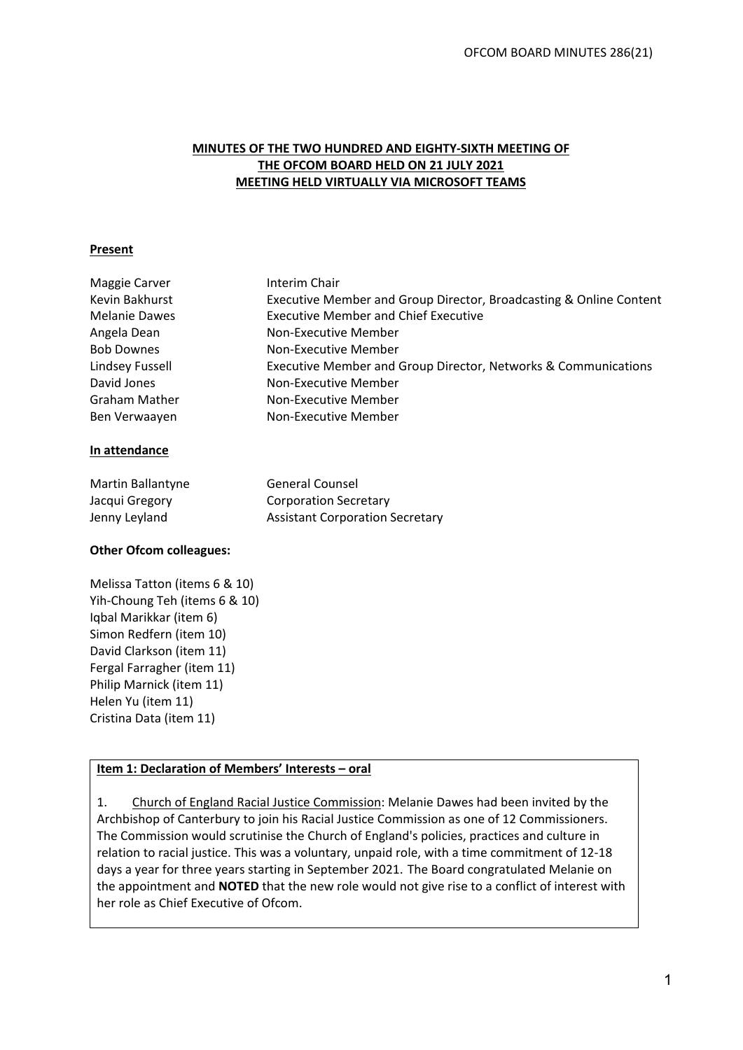# MINUTES OF THE TWO HUNDRED AND EIGHTY-SIXTH MEETING OF THE OFCOM BOARD HELD ON 21 JULY 2021
## MEETING HELD VIRTUALLY VIA MICROSOFT TEAMS

### Present

| | |
|---|---|
| Maggie Carver | Interim Chair |
| Kevin Bakhurst | Executive Member and Group Director, Broadcasting & Online Content |
| Melanie Dawes | Executive Member and Chief Executive |
| Angela Dean | Non-Executive Member |
| Bob Downes | Non-Executive Member |
| Lindsey Fussell | Executive Member and Group Director, Networks & Communications |
| David Jones | Non-Executive Member |
| Graham Mather | Non-Executive Member |
| Ben Verwaayen | Non-Executive Member |

### In attendance

| | |
|---|---|
| Martin Ballantyne | General Counsel |
| Jacqui Gregory | Corporation Secretary |
| Jenny Leyland | Assistant Corporation Secretary |

**Other Ofcom colleagues:**

Melissa Tatton (items 6 & 10)
Yih-Choung Teh (items 6 & 10)
Iqbal Marikkar (item 6)
Simon Redfern (item 10)
David Clarkson (item 11)
Fergal Farragher (item 11)
Philip Marnick (item 11)
Helen Yu (item 11)
Cristina Data (item 11)

### Item 1: Declaration of Members' Interests – oral

1. Church of England Racial Justice Commission: Melanie Dawes had been invited by the Archbishop of Canterbury to join his Racial Justice Commission as one of 12 Commissioners. The Commission would scrutinise the Church of England's policies, practices and culture in relation to racial justice. This was a voluntary, unpaid role, with a time commitment of 12-18 days a year for three years starting in September 2021. The Board congratulated Melanie on the appointment and **NOTED** that the new role would not give rise to a conflict of interest with her role as Chief Executive of Ofcom.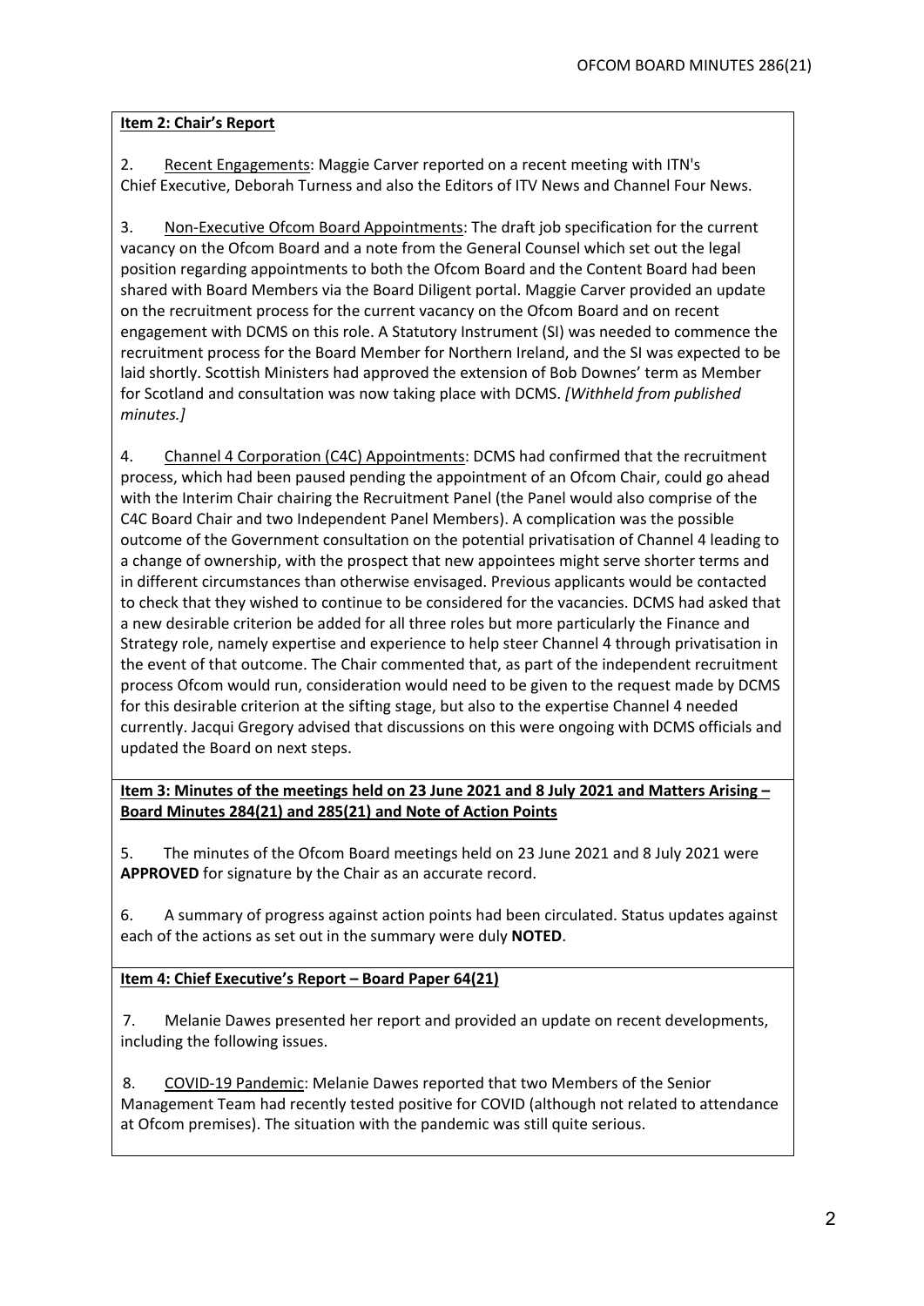**Item 2: Chair's Report**

2. Recent Engagements: Maggie Carver reported on a recent meeting with ITN's Chief Executive, Deborah Turness and also the Editors of ITV News and Channel Four News.

3. Non-Executive Ofcom Board Appointments: The draft job specification for the current vacancy on the Ofcom Board and a note from the General Counsel which set out the legal position regarding appointments to both the Ofcom Board and the Content Board had been shared with Board Members via the Board Diligent portal. Maggie Carver provided an update on the recruitment process for the current vacancy on the Ofcom Board and on recent engagement with DCMS on this role. A Statutory Instrument (SI) was needed to commence the recruitment process for the Board Member for Northern Ireland, and the SI was expected to be laid shortly. Scottish Ministers had approved the extension of Bob Downes' term as Member for Scotland and consultation was now taking place with DCMS. *[Withheld from published minutes.]*

4. Channel 4 Corporation (C4C) Appointments: DCMS had confirmed that the recruitment process, which had been paused pending the appointment of an Ofcom Chair, could go ahead with the Interim Chair chairing the Recruitment Panel (the Panel would also comprise of the C4C Board Chair and two Independent Panel Members). A complication was the possible outcome of the Government consultation on the potential privatisation of Channel 4 leading to a change of ownership, with the prospect that new appointees might serve shorter terms and in different circumstances than otherwise envisaged. Previous applicants would be contacted to check that they wished to continue to be considered for the vacancies. DCMS had asked that a new desirable criterion be added for all three roles but more particularly the Finance and Strategy role, namely expertise and experience to help steer Channel 4 through privatisation in the event of that outcome. The Chair commented that, as part of the independent recruitment process Ofcom would run, consideration would need to be given to the request made by DCMS for this desirable criterion at the sifting stage, but also to the expertise Channel 4 needed currently. Jacqui Gregory advised that discussions on this were ongoing with DCMS officials and updated the Board on next steps.

**Item 3: Minutes of the meetings held on 23 June 2021 and 8 July 2021 and Matters Arising – Board Minutes 284(21) and 285(21) and Note of Action Points**

5. The minutes of the Ofcom Board meetings held on 23 June 2021 and 8 July 2021 were **APPROVED** for signature by the Chair as an accurate record.

6. A summary of progress against action points had been circulated. Status updates against each of the actions as set out in the summary were duly **NOTED**.

**Item 4: Chief Executive's Report – Board Paper 64(21)**

7. Melanie Dawes presented her report and provided an update on recent developments, including the following issues.

8. COVID-19 Pandemic: Melanie Dawes reported that two Members of the Senior Management Team had recently tested positive for COVID (although not related to attendance at Ofcom premises). The situation with the pandemic was still quite serious.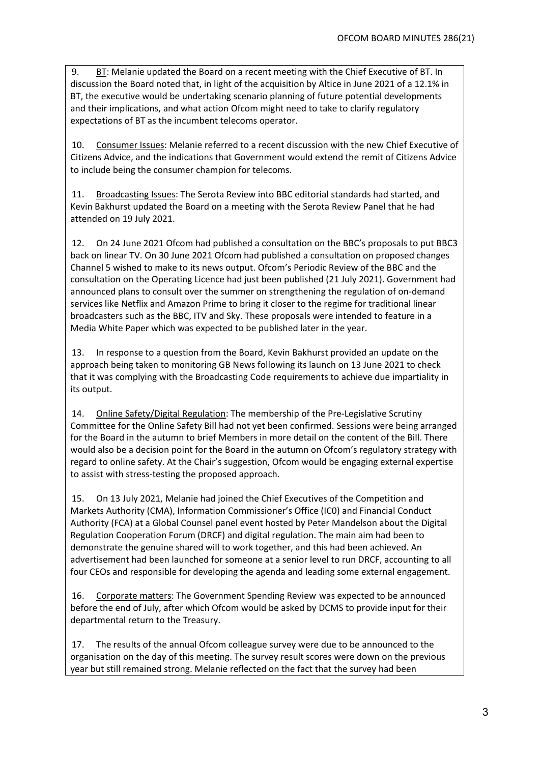9. BT: Melanie updated the Board on a recent meeting with the Chief Executive of BT. In discussion the Board noted that, in light of the acquisition by Altice in June 2021 of a 12.1% in BT, the executive would be undertaking scenario planning of future potential developments and their implications, and what action Ofcom might need to take to clarify regulatory expectations of BT as the incumbent telecoms operator.

10. Consumer Issues: Melanie referred to a recent discussion with the new Chief Executive of Citizens Advice, and the indications that Government would extend the remit of Citizens Advice to include being the consumer champion for telecoms.

11. Broadcasting Issues: The Serota Review into BBC editorial standards had started, and Kevin Bakhurst updated the Board on a meeting with the Serota Review Panel that he had attended on 19 July 2021.

12. On 24 June 2021 Ofcom had published a consultation on the BBC's proposals to put BBC3 back on linear TV. On 30 June 2021 Ofcom had published a consultation on proposed changes Channel 5 wished to make to its news output. Ofcom's Periodic Review of the BBC and the consultation on the Operating Licence had just been published (21 July 2021). Government had announced plans to consult over the summer on strengthening the regulation of on-demand services like Netflix and Amazon Prime to bring it closer to the regime for traditional linear broadcasters such as the BBC, ITV and Sky. These proposals were intended to feature in a Media White Paper which was expected to be published later in the year.

13. In response to a question from the Board, Kevin Bakhurst provided an update on the approach being taken to monitoring GB News following its launch on 13 June 2021 to check that it was complying with the Broadcasting Code requirements to achieve due impartiality in its output.

14. Online Safety/Digital Regulation: The membership of the Pre-Legislative Scrutiny Committee for the Online Safety Bill had not yet been confirmed. Sessions were being arranged for the Board in the autumn to brief Members in more detail on the content of the Bill. There would also be a decision point for the Board in the autumn on Ofcom's regulatory strategy with regard to online safety. At the Chair's suggestion, Ofcom would be engaging external expertise to assist with stress-testing the proposed approach.

15. On 13 July 2021, Melanie had joined the Chief Executives of the Competition and Markets Authority (CMA), Information Commissioner's Office (IC0) and Financial Conduct Authority (FCA) at a Global Counsel panel event hosted by Peter Mandelson about the Digital Regulation Cooperation Forum (DRCF) and digital regulation. The main aim had been to demonstrate the genuine shared will to work together, and this had been achieved. An advertisement had been launched for someone at a senior level to run DRCF, accounting to all four CEOs and responsible for developing the agenda and leading some external engagement.

16. Corporate matters: The Government Spending Review was expected to be announced before the end of July, after which Ofcom would be asked by DCMS to provide input for their departmental return to the Treasury.

17. The results of the annual Ofcom colleague survey were due to be announced to the organisation on the day of this meeting. The survey result scores were down on the previous year but still remained strong. Melanie reflected on the fact that the survey had been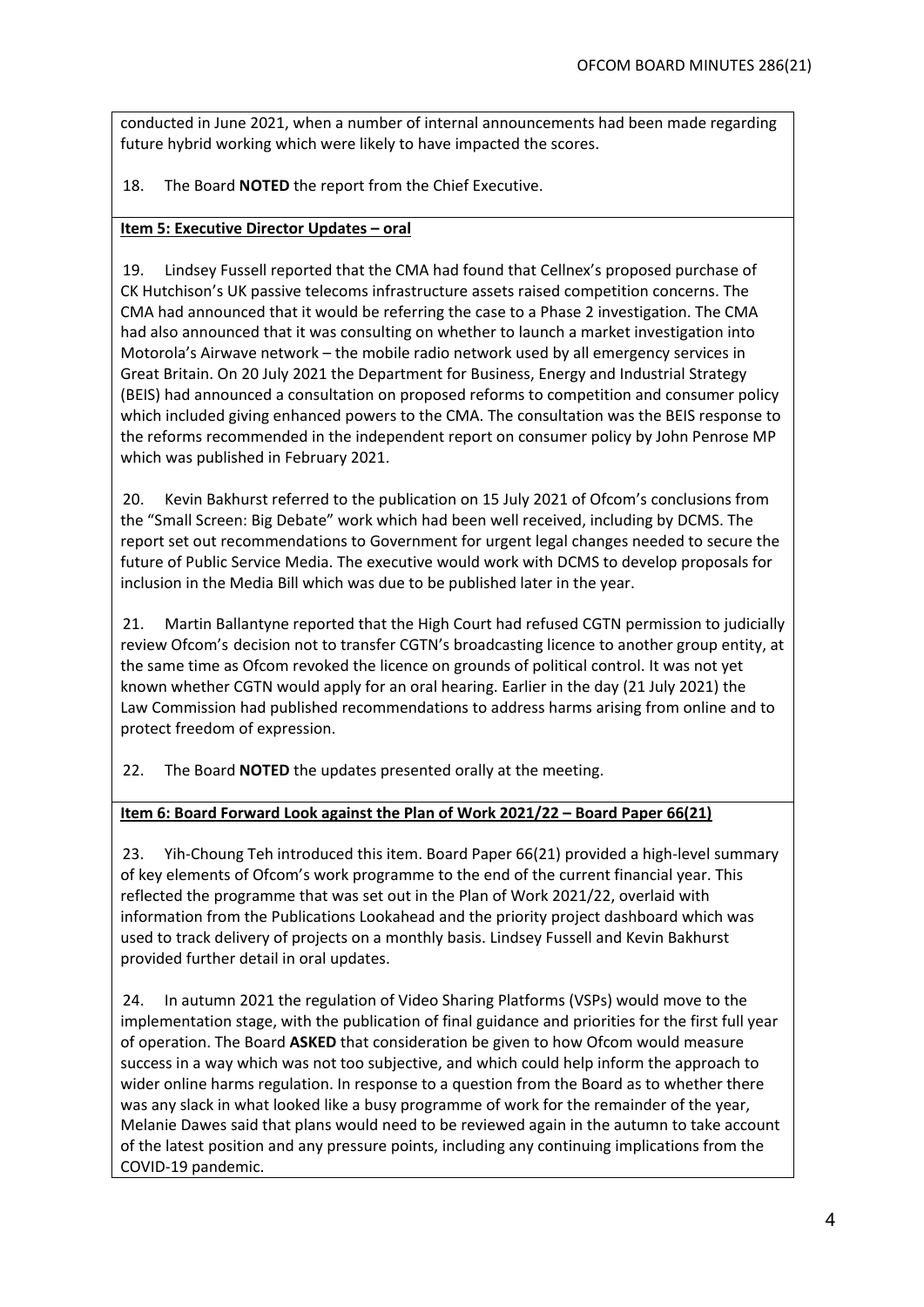conducted in June 2021, when a number of internal announcements had been made regarding future hybrid working which were likely to have impacted the scores.

18. The Board **NOTED** the report from the Chief Executive.

**Item 5: Executive Director Updates – oral**

19. Lindsey Fussell reported that the CMA had found that Cellnex's proposed purchase of CK Hutchison's UK passive telecoms infrastructure assets raised competition concerns. The CMA had announced that it would be referring the case to a Phase 2 investigation. The CMA had also announced that it was consulting on whether to launch a market investigation into Motorola's Airwave network – the mobile radio network used by all emergency services in Great Britain. On 20 July 2021 the Department for Business, Energy and Industrial Strategy (BEIS) had announced a consultation on proposed reforms to competition and consumer policy which included giving enhanced powers to the CMA. The consultation was the BEIS response to the reforms recommended in the independent report on consumer policy by John Penrose MP which was published in February 2021.

20. Kevin Bakhurst referred to the publication on 15 July 2021 of Ofcom's conclusions from the "Small Screen: Big Debate" work which had been well received, including by DCMS. The report set out recommendations to Government for urgent legal changes needed to secure the future of Public Service Media. The executive would work with DCMS to develop proposals for inclusion in the Media Bill which was due to be published later in the year.

21. Martin Ballantyne reported that the High Court had refused CGTN permission to judicially review Ofcom's decision not to transfer CGTN's broadcasting licence to another group entity, at the same time as Ofcom revoked the licence on grounds of political control. It was not yet known whether CGTN would apply for an oral hearing. Earlier in the day (21 July 2021) the Law Commission had published recommendations to address harms arising from online and to protect freedom of expression.

22. The Board **NOTED** the updates presented orally at the meeting.

**Item 6: Board Forward Look against the Plan of Work 2021/22 – Board Paper 66(21)**

23. Yih-Choung Teh introduced this item. Board Paper 66(21) provided a high-level summary of key elements of Ofcom's work programme to the end of the current financial year. This reflected the programme that was set out in the Plan of Work 2021/22, overlaid with information from the Publications Lookahead and the priority project dashboard which was used to track delivery of projects on a monthly basis. Lindsey Fussell and Kevin Bakhurst provided further detail in oral updates.

24. In autumn 2021 the regulation of Video Sharing Platforms (VSPs) would move to the implementation stage, with the publication of final guidance and priorities for the first full year of operation. The Board **ASKED** that consideration be given to how Ofcom would measure success in a way which was not too subjective, and which could help inform the approach to wider online harms regulation. In response to a question from the Board as to whether there was any slack in what looked like a busy programme of work for the remainder of the year, Melanie Dawes said that plans would need to be reviewed again in the autumn to take account of the latest position and any pressure points, including any continuing implications from the COVID-19 pandemic.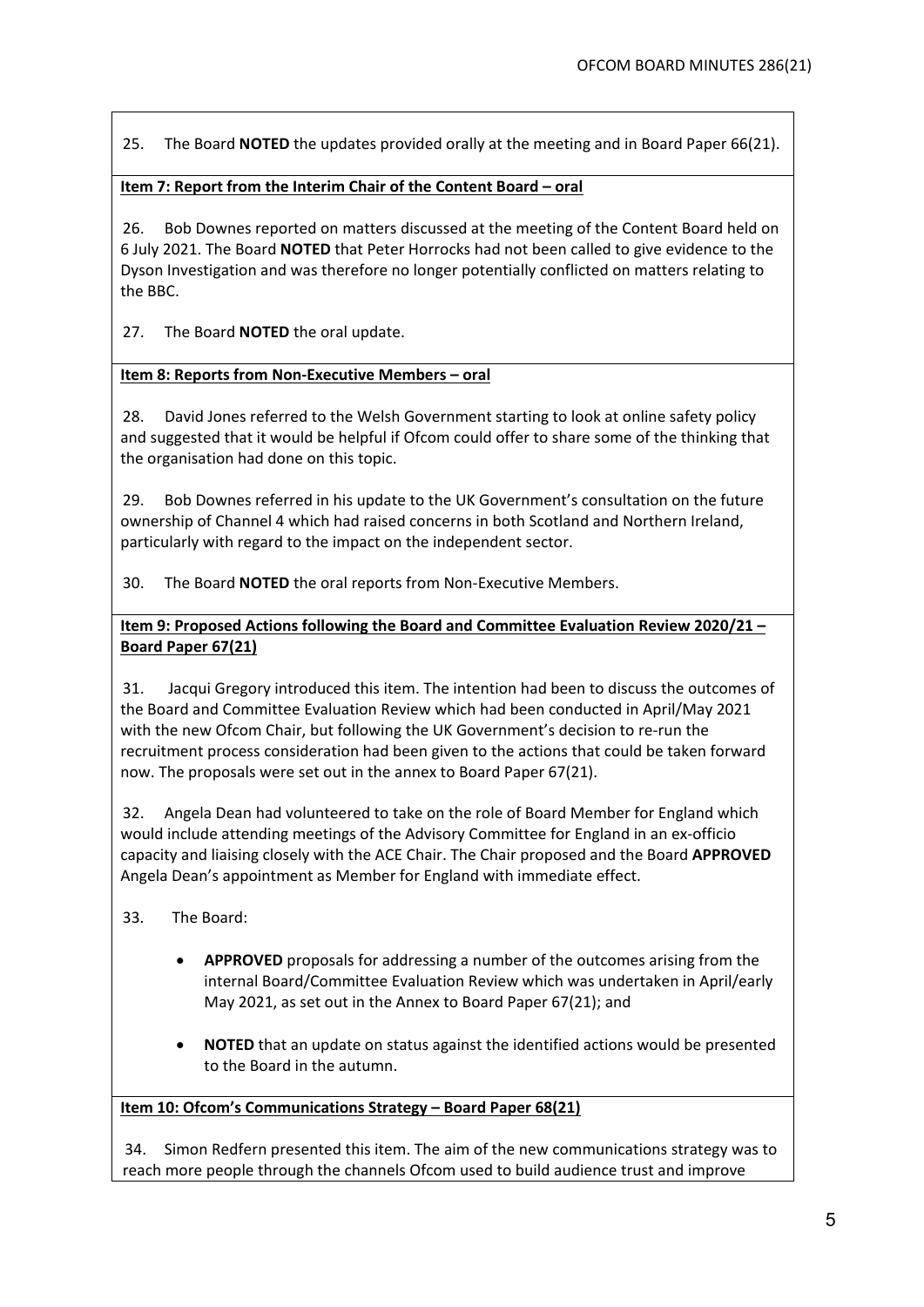25. The Board **NOTED** the updates provided orally at the meeting and in Board Paper 66(21).

**Item 7: Report from the Interim Chair of the Content Board – oral**

26. Bob Downes reported on matters discussed at the meeting of the Content Board held on 6 July 2021. The Board **NOTED** that Peter Horrocks had not been called to give evidence to the Dyson Investigation and was therefore no longer potentially conflicted on matters relating to the BBC.

27. The Board **NOTED** the oral update.

**Item 8: Reports from Non-Executive Members – oral**

28. David Jones referred to the Welsh Government starting to look at online safety policy and suggested that it would be helpful if Ofcom could offer to share some of the thinking that the organisation had done on this topic.

29. Bob Downes referred in his update to the UK Government's consultation on the future ownership of Channel 4 which had raised concerns in both Scotland and Northern Ireland, particularly with regard to the impact on the independent sector.

30. The Board **NOTED** the oral reports from Non-Executive Members.

**Item 9: Proposed Actions following the Board and Committee Evaluation Review 2020/21 – Board Paper 67(21)**

31. Jacqui Gregory introduced this item. The intention had been to discuss the outcomes of the Board and Committee Evaluation Review which had been conducted in April/May 2021 with the new Ofcom Chair, but following the UK Government's decision to re-run the recruitment process consideration had been given to the actions that could be taken forward now. The proposals were set out in the annex to Board Paper 67(21).

32. Angela Dean had volunteered to take on the role of Board Member for England which would include attending meetings of the Advisory Committee for England in an ex-officio capacity and liaising closely with the ACE Chair. The Chair proposed and the Board **APPROVED** Angela Dean's appointment as Member for England with immediate effect.

33. The Board:

- **APPROVED** proposals for addressing a number of the outcomes arising from the internal Board/Committee Evaluation Review which was undertaken in April/early May 2021, as set out in the Annex to Board Paper 67(21); and
- **NOTED** that an update on status against the identified actions would be presented to the Board in the autumn.

**Item 10: Ofcom's Communications Strategy – Board Paper 68(21)**

34. Simon Redfern presented this item. The aim of the new communications strategy was to reach more people through the channels Ofcom used to build audience trust and improve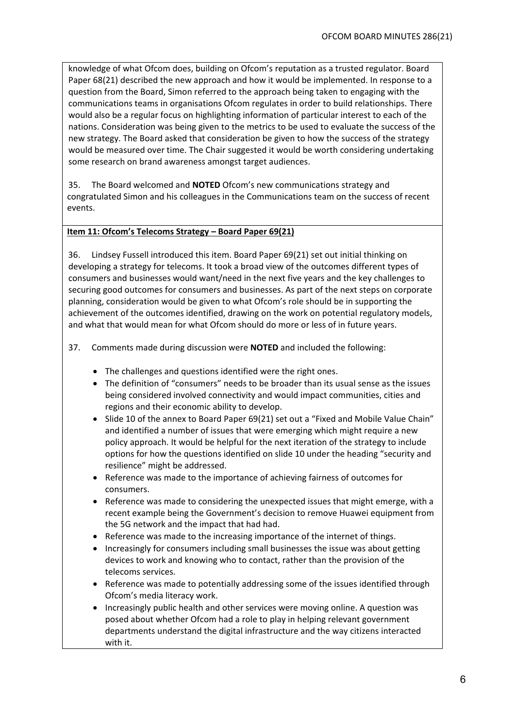knowledge of what Ofcom does, building on Ofcom's reputation as a trusted regulator. Board Paper 68(21) described the new approach and how it would be implemented. In response to a question from the Board, Simon referred to the approach being taken to engaging with the communications teams in organisations Ofcom regulates in order to build relationships. There would also be a regular focus on highlighting information of particular interest to each of the nations. Consideration was being given to the metrics to be used to evaluate the success of the new strategy. The Board asked that consideration be given to how the success of the strategy would be measured over time. The Chair suggested it would be worth considering undertaking some research on brand awareness amongst target audiences.

35. The Board welcomed and **NOTED** Ofcom's new communications strategy and congratulated Simon and his colleagues in the Communications team on the success of recent events.

**Item 11: Ofcom's Telecoms Strategy – Board Paper 69(21)**

36. Lindsey Fussell introduced this item. Board Paper 69(21) set out initial thinking on developing a strategy for telecoms. It took a broad view of the outcomes different types of consumers and businesses would want/need in the next five years and the key challenges to securing good outcomes for consumers and businesses. As part of the next steps on corporate planning, consideration would be given to what Ofcom's role should be in supporting the achievement of the outcomes identified, drawing on the work on potential regulatory models, and what that would mean for what Ofcom should do more or less of in future years.

37. Comments made during discussion were **NOTED** and included the following:

- The challenges and questions identified were the right ones.
- The definition of "consumers" needs to be broader than its usual sense as the issues being considered involved connectivity and would impact communities, cities and regions and their economic ability to develop.
- Slide 10 of the annex to Board Paper 69(21) set out a "Fixed and Mobile Value Chain" and identified a number of issues that were emerging which might require a new policy approach. It would be helpful for the next iteration of the strategy to include options for how the questions identified on slide 10 under the heading "security and resilience" might be addressed.
- Reference was made to the importance of achieving fairness of outcomes for consumers.
- Reference was made to considering the unexpected issues that might emerge, with a recent example being the Government's decision to remove Huawei equipment from the 5G network and the impact that had had.
- Reference was made to the increasing importance of the internet of things.
- Increasingly for consumers including small businesses the issue was about getting devices to work and knowing who to contact, rather than the provision of the telecoms services.
- Reference was made to potentially addressing some of the issues identified through Ofcom's media literacy work.
- Increasingly public health and other services were moving online. A question was posed about whether Ofcom had a role to play in helping relevant government departments understand the digital infrastructure and the way citizens interacted with it.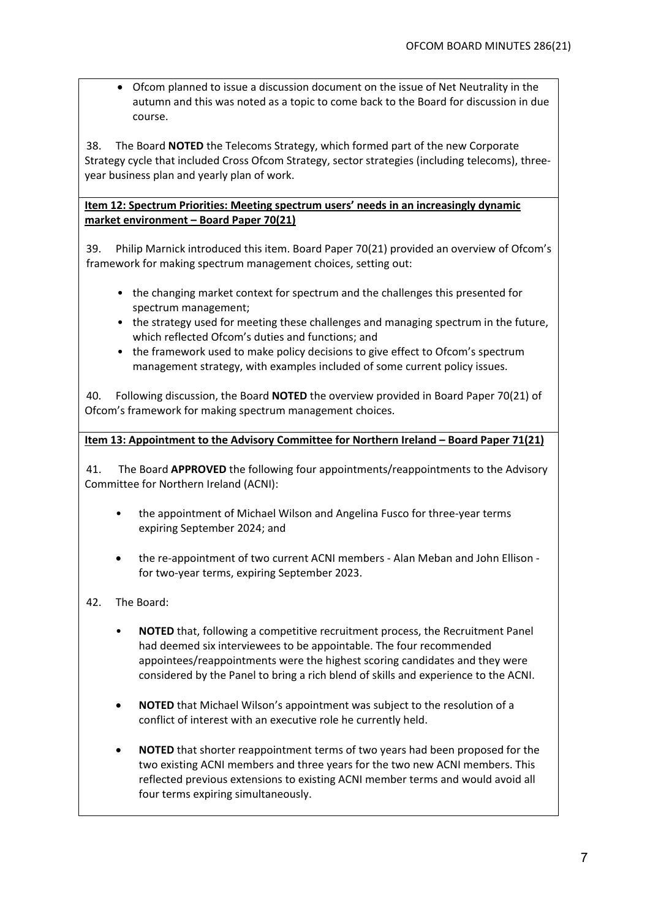- Ofcom planned to issue a discussion document on the issue of Net Neutrality in the autumn and this was noted as a topic to come back to the Board for discussion in due course.

38. The Board **NOTED** the Telecoms Strategy, which formed part of the new Corporate Strategy cycle that included Cross Ofcom Strategy, sector strategies (including telecoms), three-year business plan and yearly plan of work.

**Item 12: Spectrum Priorities: Meeting spectrum users' needs in an increasingly dynamic market environment – Board Paper 70(21)**

39. Philip Marnick introduced this item. Board Paper 70(21) provided an overview of Ofcom's framework for making spectrum management choices, setting out:

- the changing market context for spectrum and the challenges this presented for spectrum management;
- the strategy used for meeting these challenges and managing spectrum in the future, which reflected Ofcom's duties and functions; and
- the framework used to make policy decisions to give effect to Ofcom's spectrum management strategy, with examples included of some current policy issues.

40. Following discussion, the Board **NOTED** the overview provided in Board Paper 70(21) of Ofcom's framework for making spectrum management choices.

**Item 13: Appointment to the Advisory Committee for Northern Ireland – Board Paper 71(21)**

41. The Board **APPROVED** the following four appointments/reappointments to the Advisory Committee for Northern Ireland (ACNI):

- the appointment of Michael Wilson and Angelina Fusco for three-year terms expiring September 2024; and
- the re-appointment of two current ACNI members - Alan Meban and John Ellison - for two-year terms, expiring September 2023.

42. The Board:

- **NOTED** that, following a competitive recruitment process, the Recruitment Panel had deemed six interviewees to be appointable. The four recommended appointees/reappointments were the highest scoring candidates and they were considered by the Panel to bring a rich blend of skills and experience to the ACNI.
- **NOTED** that Michael Wilson's appointment was subject to the resolution of a conflict of interest with an executive role he currently held.
- **NOTED** that shorter reappointment terms of two years had been proposed for the two existing ACNI members and three years for the two new ACNI members. This reflected previous extensions to existing ACNI member terms and would avoid all four terms expiring simultaneously.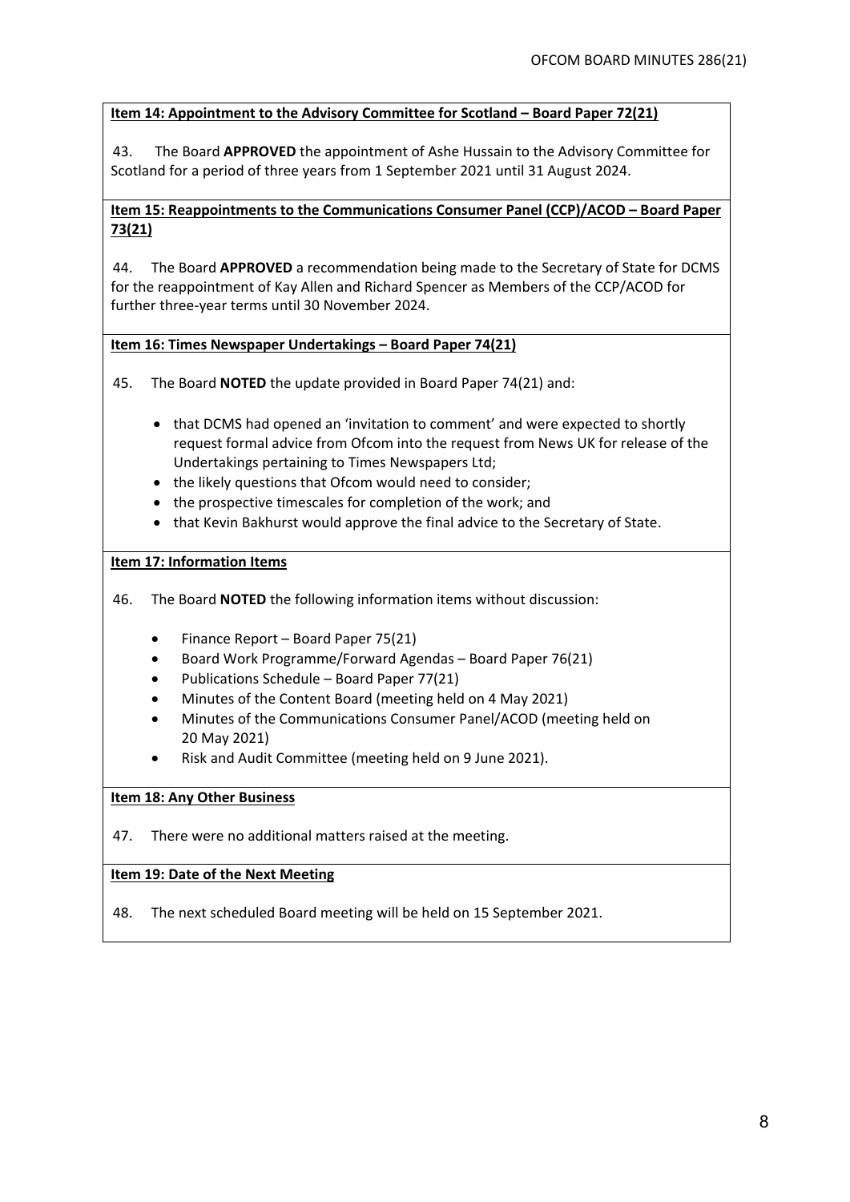**Item 14: Appointment to the Advisory Committee for Scotland – Board Paper 72(21)**

43. The Board **APPROVED** the appointment of Ashe Hussain to the Advisory Committee for Scotland for a period of three years from 1 September 2021 until 31 August 2024.

**Item 15: Reappointments to the Communications Consumer Panel (CCP)/ACOD – Board Paper 73(21)**

44. The Board **APPROVED** a recommendation being made to the Secretary of State for DCMS for the reappointment of Kay Allen and Richard Spencer as Members of the CCP/ACOD for further three-year terms until 30 November 2024.

**Item 16: Times Newspaper Undertakings – Board Paper 74(21)**

45. The Board **NOTED** the update provided in Board Paper 74(21) and:

- that DCMS had opened an 'invitation to comment' and were expected to shortly request formal advice from Ofcom into the request from News UK for release of the Undertakings pertaining to Times Newspapers Ltd;
- the likely questions that Ofcom would need to consider;
- the prospective timescales for completion of the work; and
- that Kevin Bakhurst would approve the final advice to the Secretary of State.

**Item 17: Information Items**

46. The Board **NOTED** the following information items without discussion:

- Finance Report – Board Paper 75(21)
- Board Work Programme/Forward Agendas – Board Paper 76(21)
- Publications Schedule – Board Paper 77(21)
- Minutes of the Content Board (meeting held on 4 May 2021)
- Minutes of the Communications Consumer Panel/ACOD (meeting held on 20 May 2021)
- Risk and Audit Committee (meeting held on 9 June 2021).

**Item 18: Any Other Business**

47. There were no additional matters raised at the meeting.

**Item 19: Date of the Next Meeting**

48. The next scheduled Board meeting will be held on 15 September 2021.